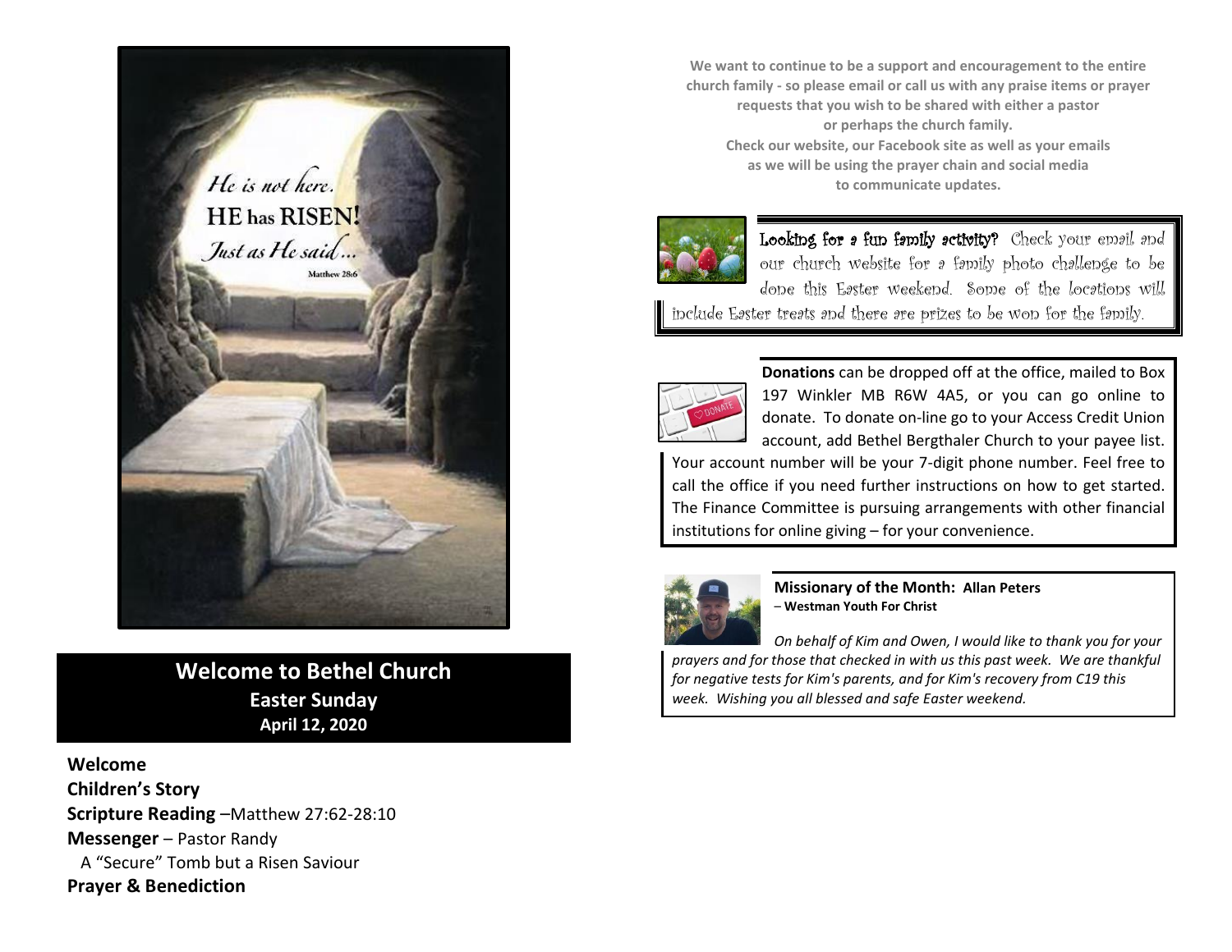He is not here.
HE has RISEN!
Just as He said...
Matthew 28:6

## Welcome to Bethel Church

**Easter Sunday**

**April 12, 2020**

**Welcome**

**Children's Story**

**Scripture Reading** –Matthew 27:62-28:10

**Messenger** – Pastor Randy

A "Secure" Tomb but a Risen Saviour

**Prayer & Benediction**

**We want to continue to be a support and encouragement to the entire church family - so please email or call us with any praise items or prayer requests that you wish to be shared with either a pastor or perhaps the church family.**

**Check our website, our Facebook site as well as your emails as we will be using the prayer chain and social media to communicate updates.**

**Looking for a fun family activity?** Check your email and our church website for a family photo challenge to be done this Easter weekend. Some of the locations will include Easter treats and there are prizes to be won for the family.

**Donations** can be dropped off at the office, mailed to Box 197 Winkler MB R6W 4A5, or you can go online to donate. To donate on-line go to your Access Credit Union account, add Bethel Bergthaler Church to your payee list. Your account number will be your 7-digit phone number. Feel free to call the office if you need further instructions on how to get started. The Finance Committee is pursuing arrangements with other financial institutions for online giving – for your convenience.

**Missionary of the Month: Allan Peters**
– **Westman Youth For Christ**

*On behalf of Kim and Owen, I would like to thank you for your prayers and for those that checked in with us this past week. We are thankful for negative tests for Kim's parents, and for Kim's recovery from C19 this week. Wishing you all blessed and safe Easter weekend.*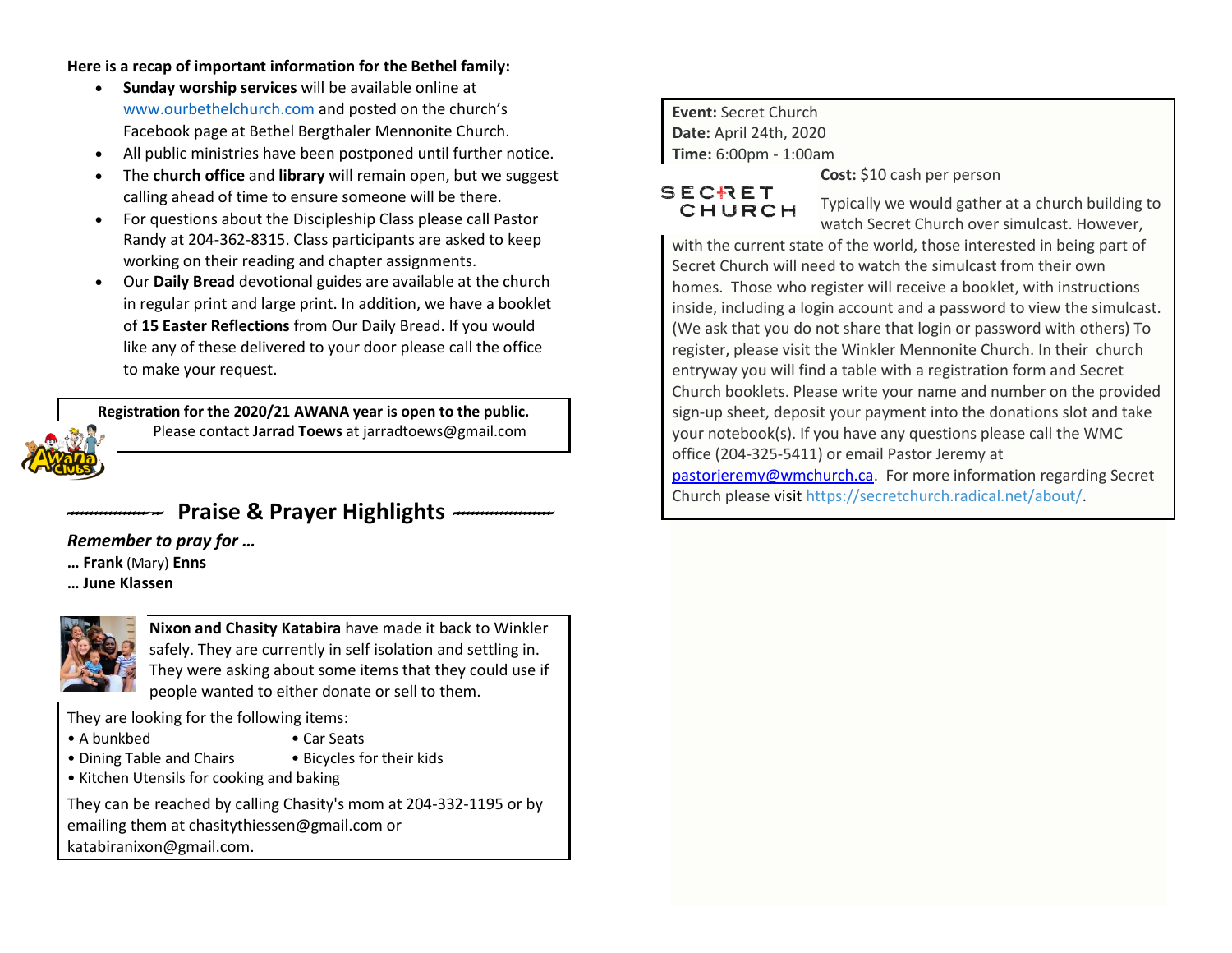**Here is a recap of important information for the Bethel family:**

- **Sunday worship services** will be available online at www.ourbethelchurch.com and posted on the church's Facebook page at Bethel Bergthaler Mennonite Church.
- All public ministries have been postponed until further notice.
- The **church office** and **library** will remain open, but we suggest calling ahead of time to ensure someone will be there.
- For questions about the Discipleship Class please call Pastor Randy at 204-362-8315. Class participants are asked to keep working on their reading and chapter assignments.
- Our **Daily Bread** devotional guides are available at the church in regular print and large print. In addition, we have a booklet of **15 Easter Reflections** from Our Daily Bread. If you would like any of these delivered to your door please call the office to make your request.

**Registration for the 2020/21 AWANA year is open to the public.**
Please contact **Jarrad Toews** at jarradtoews@gmail.com

## Praise & Prayer Highlights

***Remember to pray for …***

**… Frank** (Mary) **Enns**
**… June Klassen**

**Nixon and Chasity Katabira** have made it back to Winkler safely. They are currently in self isolation and settling in. They were asking about some items that they could use if people wanted to either donate or sell to them.

They are looking for the following items:

- A bunkbed
- Car Seats
- Dining Table and Chairs
- Bicycles for their kids
- Kitchen Utensils for cooking and baking

They can be reached by calling Chasity's mom at 204-332-1195 or by emailing them at chasitythiessen@gmail.com or katabiranixon@gmail.com.

**Event:** Secret Church
**Date:** April 24th, 2020
**Time:** 6:00pm - 1:00am
**Cost:** $10 cash per person

SECRET CHURCH

Typically we would gather at a church building to watch Secret Church over simulcast. However, with the current state of the world, those interested in being part of Secret Church will need to watch the simulcast from their own homes. Those who register will receive a booklet, with instructions inside, including a login account and a password to view the simulcast. (We ask that you do not share that login or password with others) To register, please visit the Winkler Mennonite Church. In their church entryway you will find a table with a registration form and Secret Church booklets. Please write your name and number on the provided sign-up sheet, deposit your payment into the donations slot and take your notebook(s). If you have any questions please call the WMC office (204-325-5411) or email Pastor Jeremy at pastorjeremy@wmchurch.ca. For more information regarding Secret Church please visit https://secretchurch.radical.net/about/.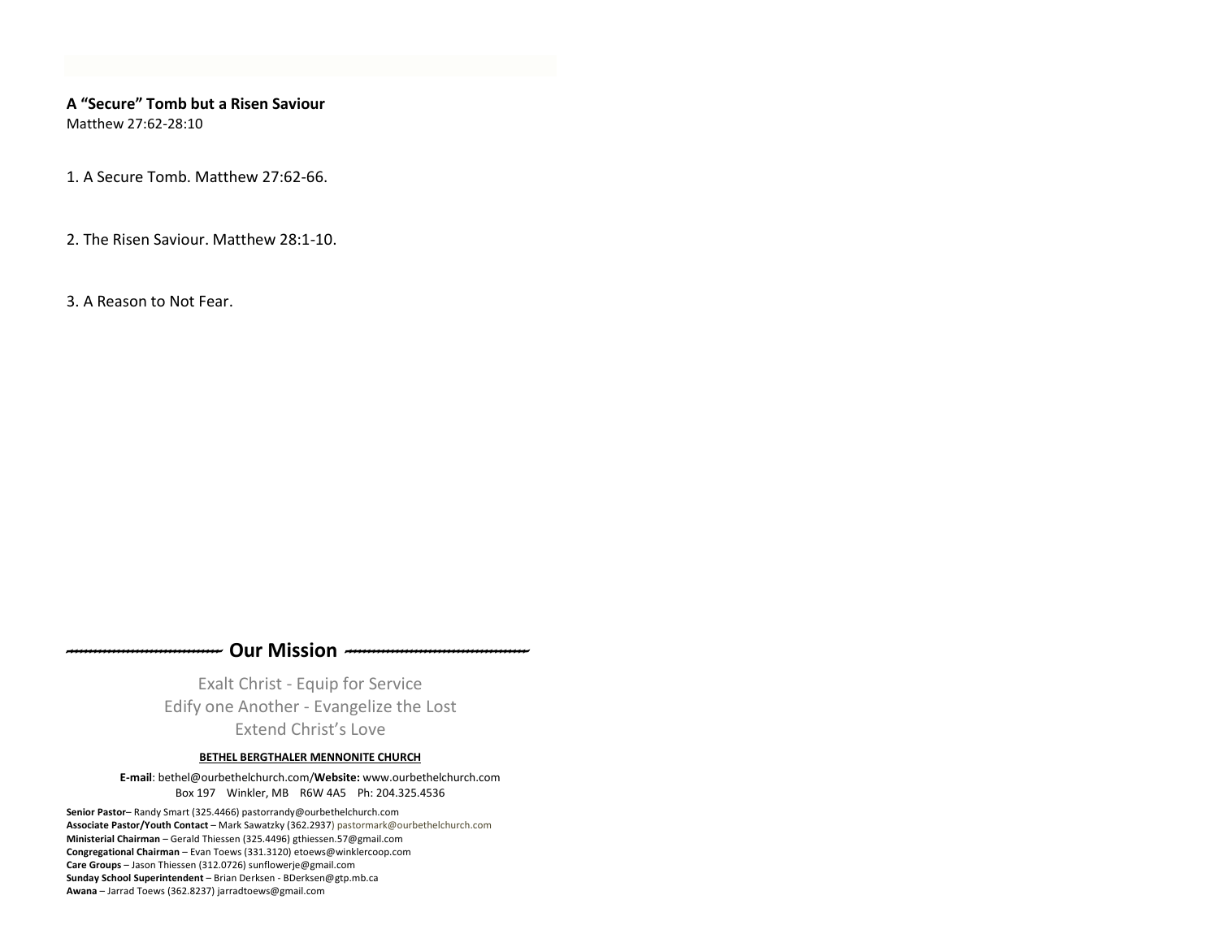**A “Secure” Tomb but a Risen Saviour**
Matthew 27:62-28:10

1. A Secure Tomb. Matthew 27:62-66.

2. The Risen Saviour. Matthew 28:1-10.

3. A Reason to Not Fear.

## Our Mission

Exalt Christ - Equip for Service
Edify one Another - Evangelize the Lost
Extend Christ’s Love

**BETHEL BERGTHALER MENNONITE CHURCH**

**E-mail**: bethel@ourbethelchurch.com/**Website:** www.ourbethelchurch.com
Box 197 Winkler, MB R6W 4A5 Ph: 204.325.4536

**Senior Pastor**– Randy Smart (325.4466) pastorrandy@ourbethelchurch.com
**Associate Pastor/Youth Contact** – Mark Sawatzky (362.2937) pastormark@ourbethelchurch.com
**Ministerial Chairman** – Gerald Thiessen (325.4496) gthiessen.57@gmail.com
**Congregational Chairman** – Evan Toews (331.3120) etoews@winklercoop.com
**Care Groups** – Jason Thiessen (312.0726) sunflowerje@gmail.com
**Sunday School Superintendent** – Brian Derksen - BDerksen@gtp.mb.ca
**Awana** – Jarrad Toews (362.8237) jarradtoews@gmail.com